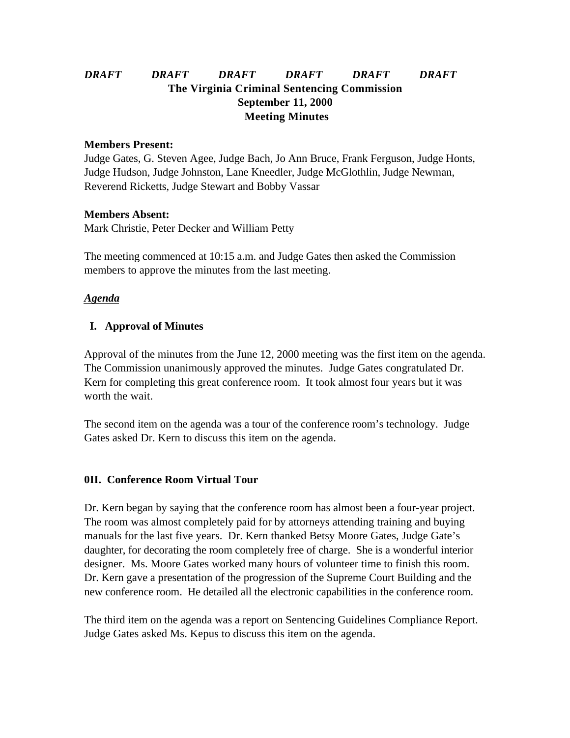***DRAFT DRAFT DRAFT DRAFT DRAFT DRAFT***

**The Virginia Criminal Sentencing Commission**
**September 11, 2000**
**Meeting Minutes**

**Members Present:**
Judge Gates, G. Steven Agee, Judge Bach, Jo Ann Bruce, Frank Ferguson, Judge Honts, Judge Hudson, Judge Johnston, Lane Kneedler, Judge McGlothlin, Judge Newman, Reverend Ricketts, Judge Stewart and Bobby Vassar

**Members Absent:**
Mark Christie, Peter Decker and William Petty

The meeting commenced at 10:15 a.m. and Judge Gates then asked the Commission members to approve the minutes from the last meeting.

***Agenda***

**I. Approval of Minutes**

Approval of the minutes from the June 12, 2000 meeting was the first item on the agenda. The Commission unanimously approved the minutes. Judge Gates congratulated Dr. Kern for completing this great conference room. It took almost four years but it was worth the wait.

The second item on the agenda was a tour of the conference room's technology. Judge Gates asked Dr. Kern to discuss this item on the agenda.

**0II. Conference Room Virtual Tour**

Dr. Kern began by saying that the conference room has almost been a four-year project. The room was almost completely paid for by attorneys attending training and buying manuals for the last five years. Dr. Kern thanked Betsy Moore Gates, Judge Gate's daughter, for decorating the room completely free of charge. She is a wonderful interior designer. Ms. Moore Gates worked many hours of volunteer time to finish this room. Dr. Kern gave a presentation of the progression of the Supreme Court Building and the new conference room. He detailed all the electronic capabilities in the conference room.

The third item on the agenda was a report on Sentencing Guidelines Compliance Report. Judge Gates asked Ms. Kepus to discuss this item on the agenda.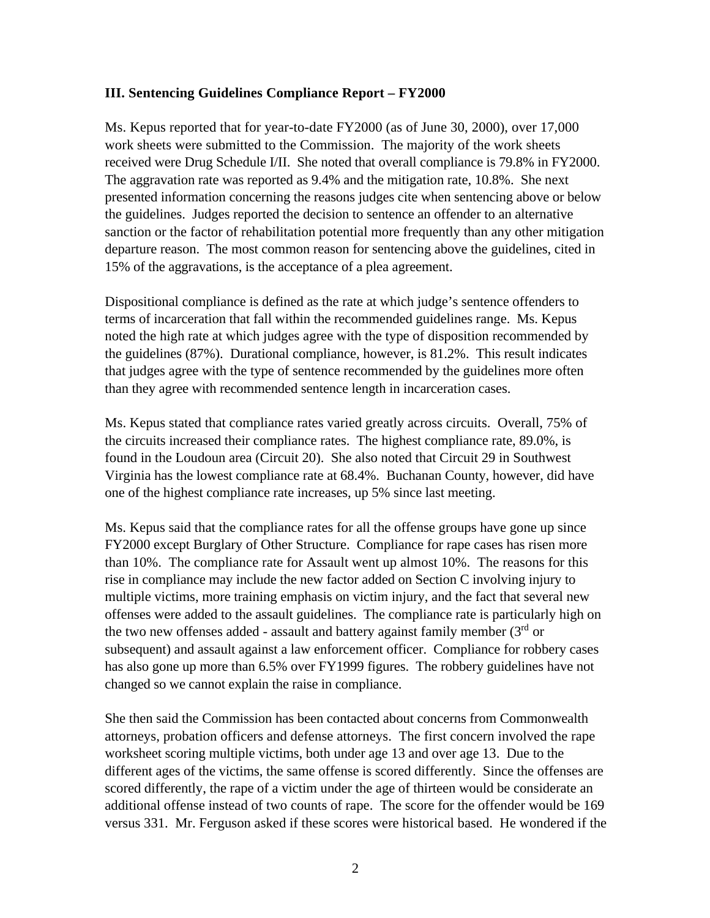### III. Sentencing Guidelines Compliance Report – FY2000

Ms. Kepus reported that for year-to-date FY2000 (as of June 30, 2000), over 17,000 work sheets were submitted to the Commission. The majority of the work sheets received were Drug Schedule I/II. She noted that overall compliance is 79.8% in FY2000. The aggravation rate was reported as 9.4% and the mitigation rate, 10.8%. She next presented information concerning the reasons judges cite when sentencing above or below the guidelines. Judges reported the decision to sentence an offender to an alternative sanction or the factor of rehabilitation potential more frequently than any other mitigation departure reason. The most common reason for sentencing above the guidelines, cited in 15% of the aggravations, is the acceptance of a plea agreement.

Dispositional compliance is defined as the rate at which judge's sentence offenders to terms of incarceration that fall within the recommended guidelines range. Ms. Kepus noted the high rate at which judges agree with the type of disposition recommended by the guidelines (87%). Durational compliance, however, is 81.2%. This result indicates that judges agree with the type of sentence recommended by the guidelines more often than they agree with recommended sentence length in incarceration cases.

Ms. Kepus stated that compliance rates varied greatly across circuits. Overall, 75% of the circuits increased their compliance rates. The highest compliance rate, 89.0%, is found in the Loudoun area (Circuit 20). She also noted that Circuit 29 in Southwest Virginia has the lowest compliance rate at 68.4%. Buchanan County, however, did have one of the highest compliance rate increases, up 5% since last meeting.

Ms. Kepus said that the compliance rates for all the offense groups have gone up since FY2000 except Burglary of Other Structure. Compliance for rape cases has risen more than 10%. The compliance rate for Assault went up almost 10%. The reasons for this rise in compliance may include the new factor added on Section C involving injury to multiple victims, more training emphasis on victim injury, and the fact that several new offenses were added to the assault guidelines. The compliance rate is particularly high on the two new offenses added - assault and battery against family member (3rd or subsequent) and assault against a law enforcement officer. Compliance for robbery cases has also gone up more than 6.5% over FY1999 figures. The robbery guidelines have not changed so we cannot explain the raise in compliance.

She then said the Commission has been contacted about concerns from Commonwealth attorneys, probation officers and defense attorneys. The first concern involved the rape worksheet scoring multiple victims, both under age 13 and over age 13. Due to the different ages of the victims, the same offense is scored differently. Since the offenses are scored differently, the rape of a victim under the age of thirteen would be considerate an additional offense instead of two counts of rape. The score for the offender would be 169 versus 331. Mr. Ferguson asked if these scores were historical based. He wondered if the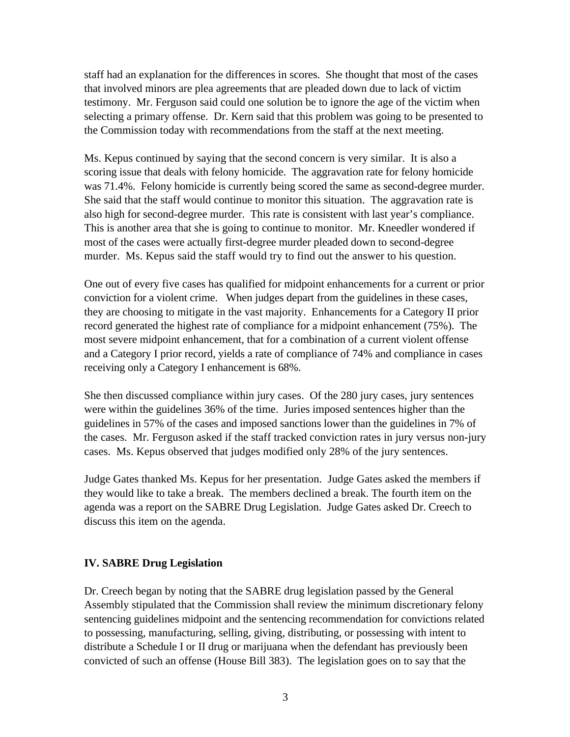staff had an explanation for the differences in scores. She thought that most of the cases that involved minors are plea agreements that are pleaded down due to lack of victim testimony. Mr. Ferguson said could one solution be to ignore the age of the victim when selecting a primary offense. Dr. Kern said that this problem was going to be presented to the Commission today with recommendations from the staff at the next meeting.

Ms. Kepus continued by saying that the second concern is very similar. It is also a scoring issue that deals with felony homicide. The aggravation rate for felony homicide was 71.4%. Felony homicide is currently being scored the same as second-degree murder. She said that the staff would continue to monitor this situation. The aggravation rate is also high for second-degree murder. This rate is consistent with last year's compliance. This is another area that she is going to continue to monitor. Mr. Kneedler wondered if most of the cases were actually first-degree murder pleaded down to second-degree murder. Ms. Kepus said the staff would try to find out the answer to his question.

One out of every five cases has qualified for midpoint enhancements for a current or prior conviction for a violent crime. When judges depart from the guidelines in these cases, they are choosing to mitigate in the vast majority. Enhancements for a Category II prior record generated the highest rate of compliance for a midpoint enhancement (75%). The most severe midpoint enhancement, that for a combination of a current violent offense and a Category I prior record, yields a rate of compliance of 74% and compliance in cases receiving only a Category I enhancement is 68%.

She then discussed compliance within jury cases. Of the 280 jury cases, jury sentences were within the guidelines 36% of the time. Juries imposed sentences higher than the guidelines in 57% of the cases and imposed sanctions lower than the guidelines in 7% of the cases. Mr. Ferguson asked if the staff tracked conviction rates in jury versus non-jury cases. Ms. Kepus observed that judges modified only 28% of the jury sentences.

Judge Gates thanked Ms. Kepus for her presentation. Judge Gates asked the members if they would like to take a break. The members declined a break. The fourth item on the agenda was a report on the SABRE Drug Legislation. Judge Gates asked Dr. Creech to discuss this item on the agenda.

## IV. SABRE Drug Legislation

Dr. Creech began by noting that the SABRE drug legislation passed by the General Assembly stipulated that the Commission shall review the minimum discretionary felony sentencing guidelines midpoint and the sentencing recommendation for convictions related to possessing, manufacturing, selling, giving, distributing, or possessing with intent to distribute a Schedule I or II drug or marijuana when the defendant has previously been convicted of such an offense (House Bill 383). The legislation goes on to say that the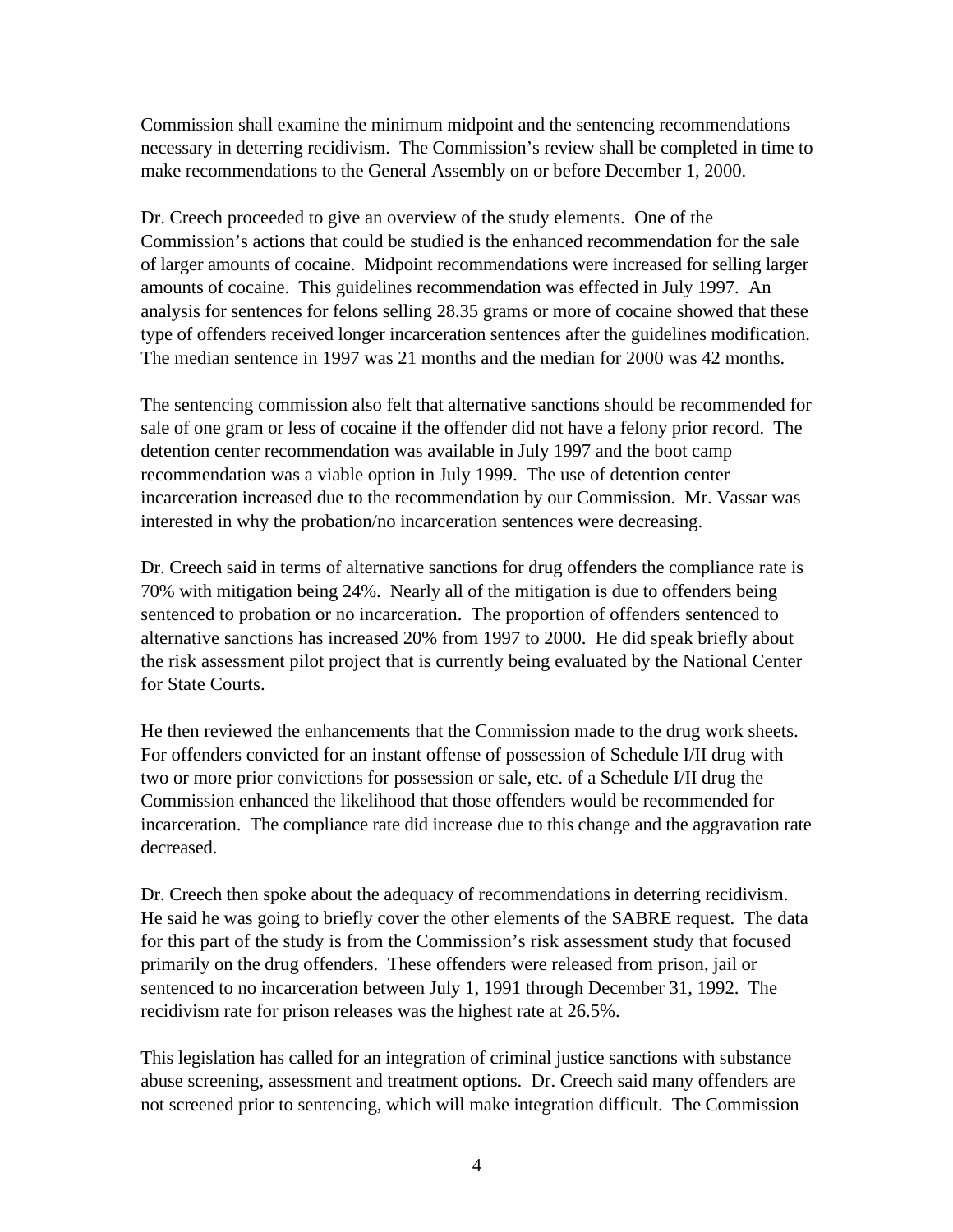Commission shall examine the minimum midpoint and the sentencing recommendations necessary in deterring recidivism. The Commission's review shall be completed in time to make recommendations to the General Assembly on or before December 1, 2000.

Dr. Creech proceeded to give an overview of the study elements. One of the Commission's actions that could be studied is the enhanced recommendation for the sale of larger amounts of cocaine. Midpoint recommendations were increased for selling larger amounts of cocaine. This guidelines recommendation was effected in July 1997. An analysis for sentences for felons selling 28.35 grams or more of cocaine showed that these type of offenders received longer incarceration sentences after the guidelines modification. The median sentence in 1997 was 21 months and the median for 2000 was 42 months.

The sentencing commission also felt that alternative sanctions should be recommended for sale of one gram or less of cocaine if the offender did not have a felony prior record. The detention center recommendation was available in July 1997 and the boot camp recommendation was a viable option in July 1999. The use of detention center incarceration increased due to the recommendation by our Commission. Mr. Vassar was interested in why the probation/no incarceration sentences were decreasing.

Dr. Creech said in terms of alternative sanctions for drug offenders the compliance rate is 70% with mitigation being 24%. Nearly all of the mitigation is due to offenders being sentenced to probation or no incarceration. The proportion of offenders sentenced to alternative sanctions has increased 20% from 1997 to 2000. He did speak briefly about the risk assessment pilot project that is currently being evaluated by the National Center for State Courts.

He then reviewed the enhancements that the Commission made to the drug work sheets. For offenders convicted for an instant offense of possession of Schedule I/II drug with two or more prior convictions for possession or sale, etc. of a Schedule I/II drug the Commission enhanced the likelihood that those offenders would be recommended for incarceration. The compliance rate did increase due to this change and the aggravation rate decreased.

Dr. Creech then spoke about the adequacy of recommendations in deterring recidivism. He said he was going to briefly cover the other elements of the SABRE request. The data for this part of the study is from the Commission's risk assessment study that focused primarily on the drug offenders. These offenders were released from prison, jail or sentenced to no incarceration between July 1, 1991 through December 31, 1992. The recidivism rate for prison releases was the highest rate at 26.5%.

This legislation has called for an integration of criminal justice sanctions with substance abuse screening, assessment and treatment options. Dr. Creech said many offenders are not screened prior to sentencing, which will make integration difficult. The Commission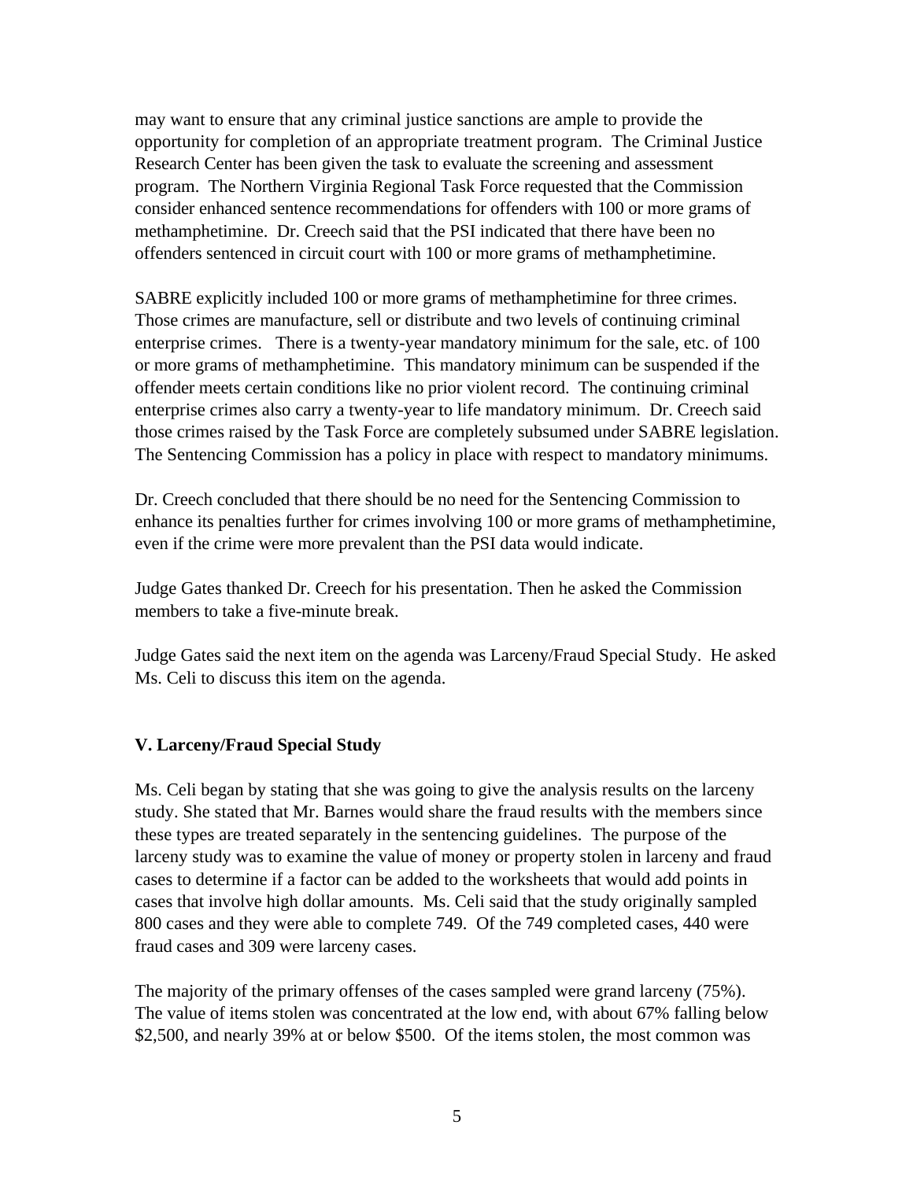may want to ensure that any criminal justice sanctions are ample to provide the opportunity for completion of an appropriate treatment program. The Criminal Justice Research Center has been given the task to evaluate the screening and assessment program. The Northern Virginia Regional Task Force requested that the Commission consider enhanced sentence recommendations for offenders with 100 or more grams of methamphetimine. Dr. Creech said that the PSI indicated that there have been no offenders sentenced in circuit court with 100 or more grams of methamphetimine.

SABRE explicitly included 100 or more grams of methamphetimine for three crimes. Those crimes are manufacture, sell or distribute and two levels of continuing criminal enterprise crimes. There is a twenty-year mandatory minimum for the sale, etc. of 100 or more grams of methamphetimine. This mandatory minimum can be suspended if the offender meets certain conditions like no prior violent record. The continuing criminal enterprise crimes also carry a twenty-year to life mandatory minimum. Dr. Creech said those crimes raised by the Task Force are completely subsumed under SABRE legislation. The Sentencing Commission has a policy in place with respect to mandatory minimums.

Dr. Creech concluded that there should be no need for the Sentencing Commission to enhance its penalties further for crimes involving 100 or more grams of methamphetimine, even if the crime were more prevalent than the PSI data would indicate.

Judge Gates thanked Dr. Creech for his presentation. Then he asked the Commission members to take a five-minute break.

Judge Gates said the next item on the agenda was Larceny/Fraud Special Study. He asked Ms. Celi to discuss this item on the agenda.

**V. Larceny/Fraud Special Study**

Ms. Celi began by stating that she was going to give the analysis results on the larceny study. She stated that Mr. Barnes would share the fraud results with the members since these types are treated separately in the sentencing guidelines. The purpose of the larceny study was to examine the value of money or property stolen in larceny and fraud cases to determine if a factor can be added to the worksheets that would add points in cases that involve high dollar amounts. Ms. Celi said that the study originally sampled 800 cases and they were able to complete 749. Of the 749 completed cases, 440 were fraud cases and 309 were larceny cases.

The majority of the primary offenses of the cases sampled were grand larceny (75%). The value of items stolen was concentrated at the low end, with about 67% falling below $2,500, and nearly 39% at or below $500. Of the items stolen, the most common was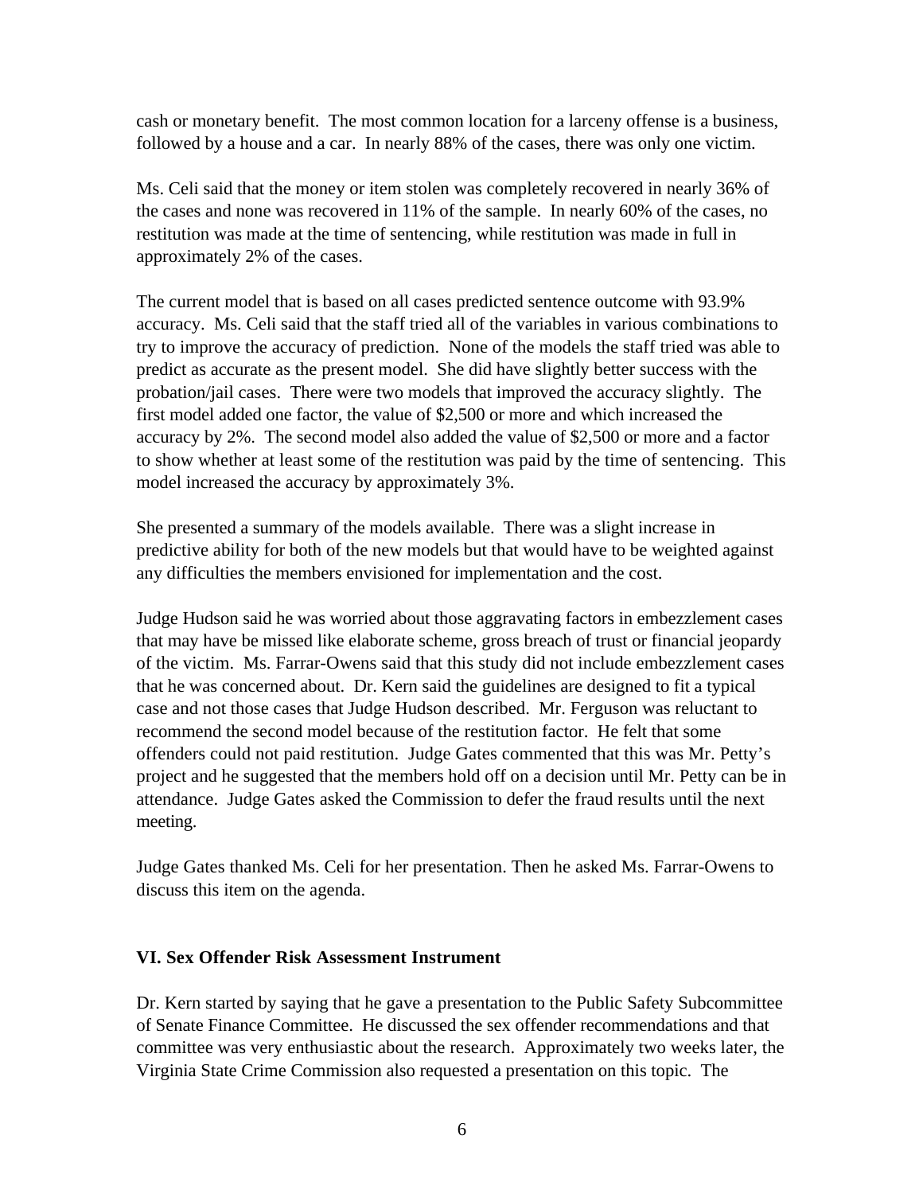cash or monetary benefit. The most common location for a larceny offense is a business, followed by a house and a car. In nearly 88% of the cases, there was only one victim.

Ms. Celi said that the money or item stolen was completely recovered in nearly 36% of the cases and none was recovered in 11% of the sample. In nearly 60% of the cases, no restitution was made at the time of sentencing, while restitution was made in full in approximately 2% of the cases.

The current model that is based on all cases predicted sentence outcome with 93.9% accuracy. Ms. Celi said that the staff tried all of the variables in various combinations to try to improve the accuracy of prediction. None of the models the staff tried was able to predict as accurate as the present model. She did have slightly better success with the probation/jail cases. There were two models that improved the accuracy slightly. The first model added one factor, the value of $2,500 or more and which increased the accuracy by 2%. The second model also added the value of $2,500 or more and a factor to show whether at least some of the restitution was paid by the time of sentencing. This model increased the accuracy by approximately 3%.

She presented a summary of the models available. There was a slight increase in predictive ability for both of the new models but that would have to be weighted against any difficulties the members envisioned for implementation and the cost.

Judge Hudson said he was worried about those aggravating factors in embezzlement cases that may have be missed like elaborate scheme, gross breach of trust or financial jeopardy of the victim. Ms. Farrar-Owens said that this study did not include embezzlement cases that he was concerned about. Dr. Kern said the guidelines are designed to fit a typical case and not those cases that Judge Hudson described. Mr. Ferguson was reluctant to recommend the second model because of the restitution factor. He felt that some offenders could not paid restitution. Judge Gates commented that this was Mr. Petty's project and he suggested that the members hold off on a decision until Mr. Petty can be in attendance. Judge Gates asked the Commission to defer the fraud results until the next meeting.

Judge Gates thanked Ms. Celi for her presentation. Then he asked Ms. Farrar-Owens to discuss this item on the agenda.

## VI. Sex Offender Risk Assessment Instrument

Dr. Kern started by saying that he gave a presentation to the Public Safety Subcommittee of Senate Finance Committee. He discussed the sex offender recommendations and that committee was very enthusiastic about the research. Approximately two weeks later, the Virginia State Crime Commission also requested a presentation on this topic. The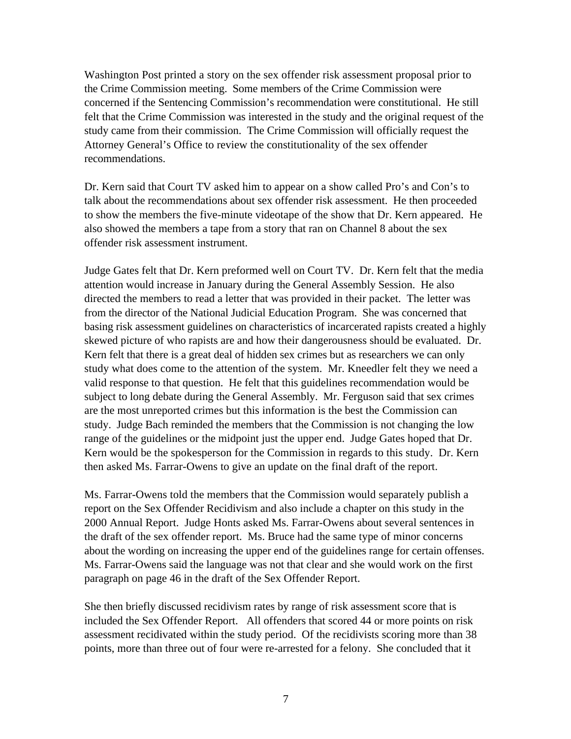Washington Post printed a story on the sex offender risk assessment proposal prior to the Crime Commission meeting. Some members of the Crime Commission were concerned if the Sentencing Commission's recommendation were constitutional. He still felt that the Crime Commission was interested in the study and the original request of the study came from their commission. The Crime Commission will officially request the Attorney General's Office to review the constitutionality of the sex offender recommendations.

Dr. Kern said that Court TV asked him to appear on a show called Pro's and Con's to talk about the recommendations about sex offender risk assessment. He then proceeded to show the members the five-minute videotape of the show that Dr. Kern appeared. He also showed the members a tape from a story that ran on Channel 8 about the sex offender risk assessment instrument.

Judge Gates felt that Dr. Kern preformed well on Court TV. Dr. Kern felt that the media attention would increase in January during the General Assembly Session. He also directed the members to read a letter that was provided in their packet. The letter was from the director of the National Judicial Education Program. She was concerned that basing risk assessment guidelines on characteristics of incarcerated rapists created a highly skewed picture of who rapists are and how their dangerousness should be evaluated. Dr. Kern felt that there is a great deal of hidden sex crimes but as researchers we can only study what does come to the attention of the system. Mr. Kneedler felt they we need a valid response to that question. He felt that this guidelines recommendation would be subject to long debate during the General Assembly. Mr. Ferguson said that sex crimes are the most unreported crimes but this information is the best the Commission can study. Judge Bach reminded the members that the Commission is not changing the low range of the guidelines or the midpoint just the upper end. Judge Gates hoped that Dr. Kern would be the spokesperson for the Commission in regards to this study. Dr. Kern then asked Ms. Farrar-Owens to give an update on the final draft of the report.

Ms. Farrar-Owens told the members that the Commission would separately publish a report on the Sex Offender Recidivism and also include a chapter on this study in the 2000 Annual Report. Judge Honts asked Ms. Farrar-Owens about several sentences in the draft of the sex offender report. Ms. Bruce had the same type of minor concerns about the wording on increasing the upper end of the guidelines range for certain offenses. Ms. Farrar-Owens said the language was not that clear and she would work on the first paragraph on page 46 in the draft of the Sex Offender Report.

She then briefly discussed recidivism rates by range of risk assessment score that is included the Sex Offender Report. All offenders that scored 44 or more points on risk assessment recidivated within the study period. Of the recidivists scoring more than 38 points, more than three out of four were re-arrested for a felony. She concluded that it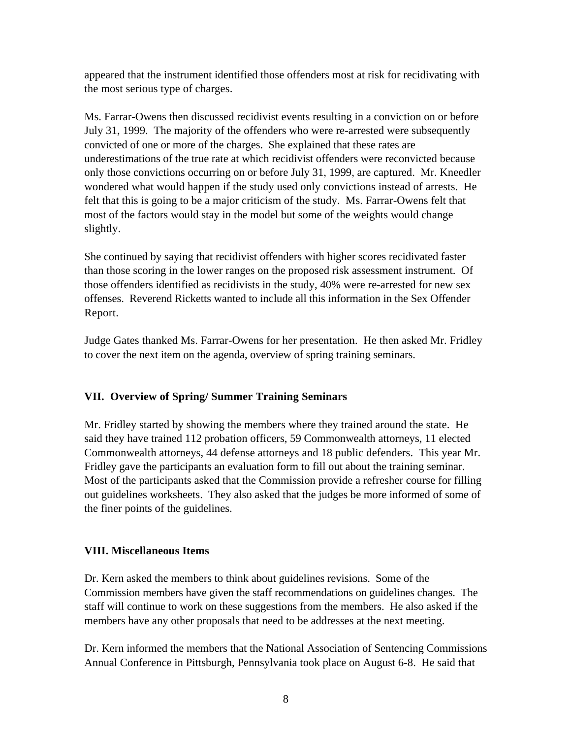appeared that the instrument identified those offenders most at risk for recidivating with the most serious type of charges.

Ms. Farrar-Owens then discussed recidivist events resulting in a conviction on or before July 31, 1999. The majority of the offenders who were re-arrested were subsequently convicted of one or more of the charges. She explained that these rates are underestimations of the true rate at which recidivist offenders were reconvicted because only those convictions occurring on or before July 31, 1999, are captured. Mr. Kneedler wondered what would happen if the study used only convictions instead of arrests. He felt that this is going to be a major criticism of the study. Ms. Farrar-Owens felt that most of the factors would stay in the model but some of the weights would change slightly.

She continued by saying that recidivist offenders with higher scores recidivated faster than those scoring in the lower ranges on the proposed risk assessment instrument. Of those offenders identified as recidivists in the study, 40% were re-arrested for new sex offenses. Reverend Ricketts wanted to include all this information in the Sex Offender Report.

Judge Gates thanked Ms. Farrar-Owens for her presentation. He then asked Mr. Fridley to cover the next item on the agenda, overview of spring training seminars.

## VII. Overview of Spring/ Summer Training Seminars

Mr. Fridley started by showing the members where they trained around the state. He said they have trained 112 probation officers, 59 Commonwealth attorneys, 11 elected Commonwealth attorneys, 44 defense attorneys and 18 public defenders. This year Mr. Fridley gave the participants an evaluation form to fill out about the training seminar. Most of the participants asked that the Commission provide a refresher course for filling out guidelines worksheets. They also asked that the judges be more informed of some of the finer points of the guidelines.

## VIII. Miscellaneous Items

Dr. Kern asked the members to think about guidelines revisions. Some of the Commission members have given the staff recommendations on guidelines changes. The staff will continue to work on these suggestions from the members. He also asked if the members have any other proposals that need to be addresses at the next meeting.

Dr. Kern informed the members that the National Association of Sentencing Commissions Annual Conference in Pittsburgh, Pennsylvania took place on August 6-8. He said that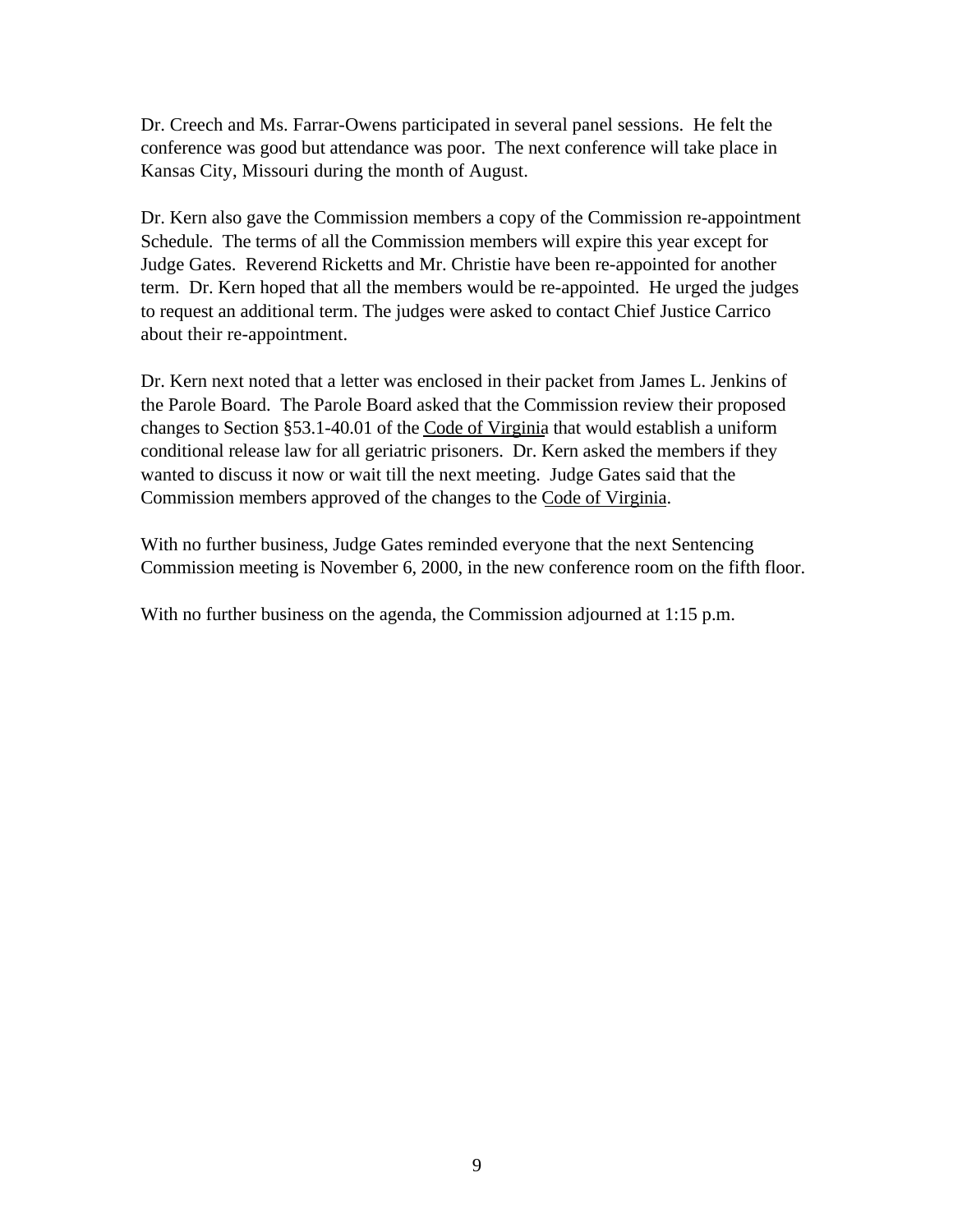Dr. Creech and Ms. Farrar-Owens participated in several panel sessions. He felt the conference was good but attendance was poor. The next conference will take place in Kansas City, Missouri during the month of August.

Dr. Kern also gave the Commission members a copy of the Commission re-appointment Schedule. The terms of all the Commission members will expire this year except for Judge Gates. Reverend Ricketts and Mr. Christie have been re-appointed for another term. Dr. Kern hoped that all the members would be re-appointed. He urged the judges to request an additional term. The judges were asked to contact Chief Justice Carrico about their re-appointment.

Dr. Kern next noted that a letter was enclosed in their packet from James L. Jenkins of the Parole Board. The Parole Board asked that the Commission review their proposed changes to Section §53.1-40.01 of the Code of Virginia that would establish a uniform conditional release law for all geriatric prisoners. Dr. Kern asked the members if they wanted to discuss it now or wait till the next meeting. Judge Gates said that the Commission members approved of the changes to the Code of Virginia.

With no further business, Judge Gates reminded everyone that the next Sentencing Commission meeting is November 6, 2000, in the new conference room on the fifth floor.

With no further business on the agenda, the Commission adjourned at 1:15 p.m.